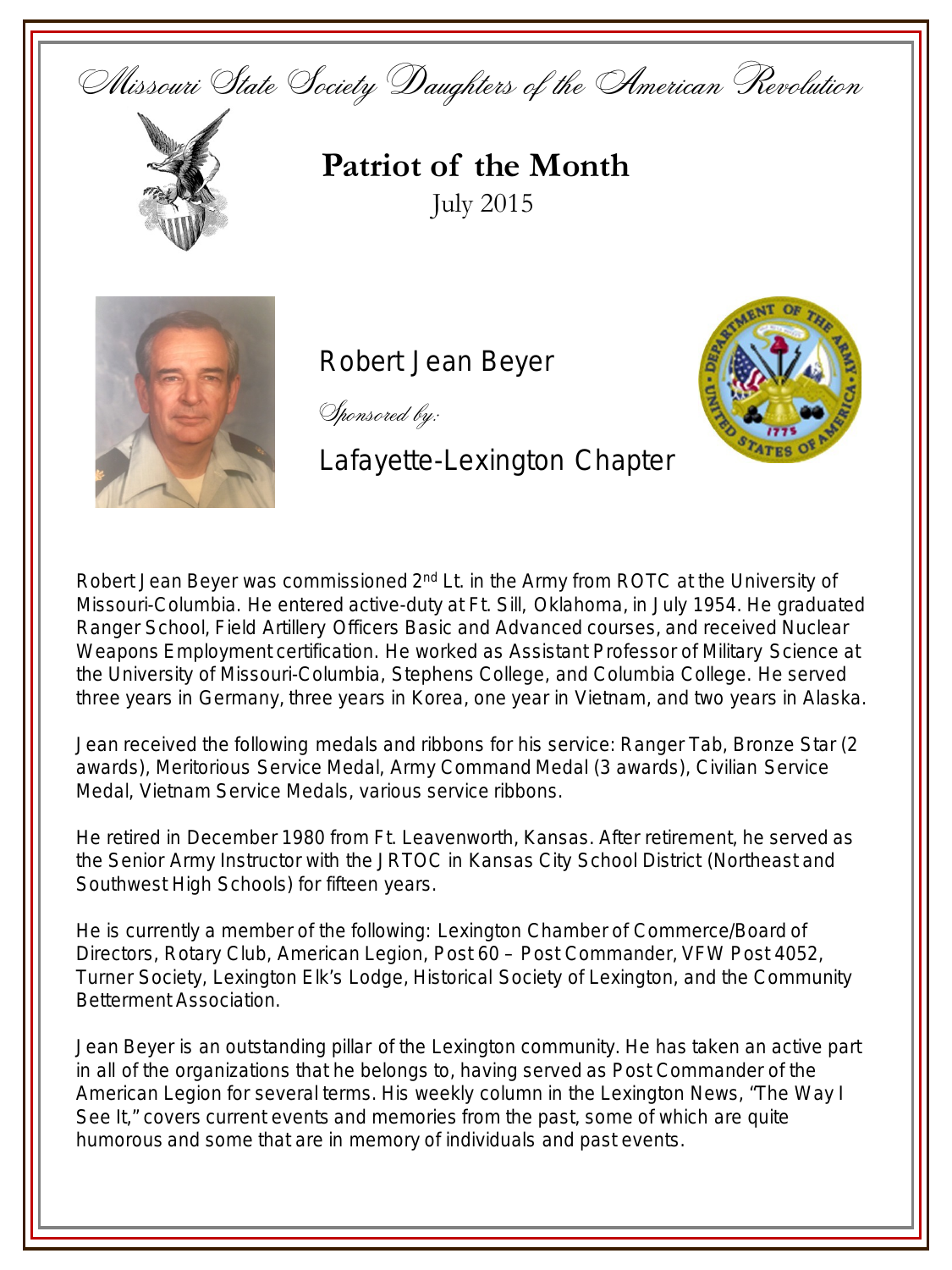Missouri State Society Daughters of the American Revolution

# Patriot of the Month

July 2015

## Robert Jean Beyer

*Sponsored by:*

Lafayette-Lexington Chapter

Robert Jean Beyer was commissioned 2nd Lt. in the Army from ROTC at the University of Missouri-Columbia. He entered active-duty at Ft. Sill, Oklahoma, in July 1954. He graduated Ranger School, Field Artillery Officers Basic and Advanced courses, and received Nuclear Weapons Employment certification. He worked as Assistant Professor of Military Science at the University of Missouri-Columbia, Stephens College, and Columbia College. He served three years in Germany, three years in Korea, one year in Vietnam, and two years in Alaska.

Jean received the following medals and ribbons for his service: Ranger Tab, Bronze Star (2 awards), Meritorious Service Medal, Army Command Medal (3 awards), Civilian Service Medal, Vietnam Service Medals, various service ribbons.

He retired in December 1980 from Ft. Leavenworth, Kansas. After retirement, he served as the Senior Army Instructor with the JRTOC in Kansas City School District (Northeast and Southwest High Schools) for fifteen years.

He is currently a member of the following: Lexington Chamber of Commerce/Board of Directors, Rotary Club, American Legion, Post 60 – Post Commander, VFW Post 4052, Turner Society, Lexington Elk's Lodge, Historical Society of Lexington, and the Community Betterment Association.

Jean Beyer is an outstanding pillar of the Lexington community. He has taken an active part in all of the organizations that he belongs to, having served as Post Commander of the American Legion for several terms. His weekly column in the Lexington News, "The Way I See It," covers current events and memories from the past, some of which are quite humorous and some that are in memory of individuals and past events.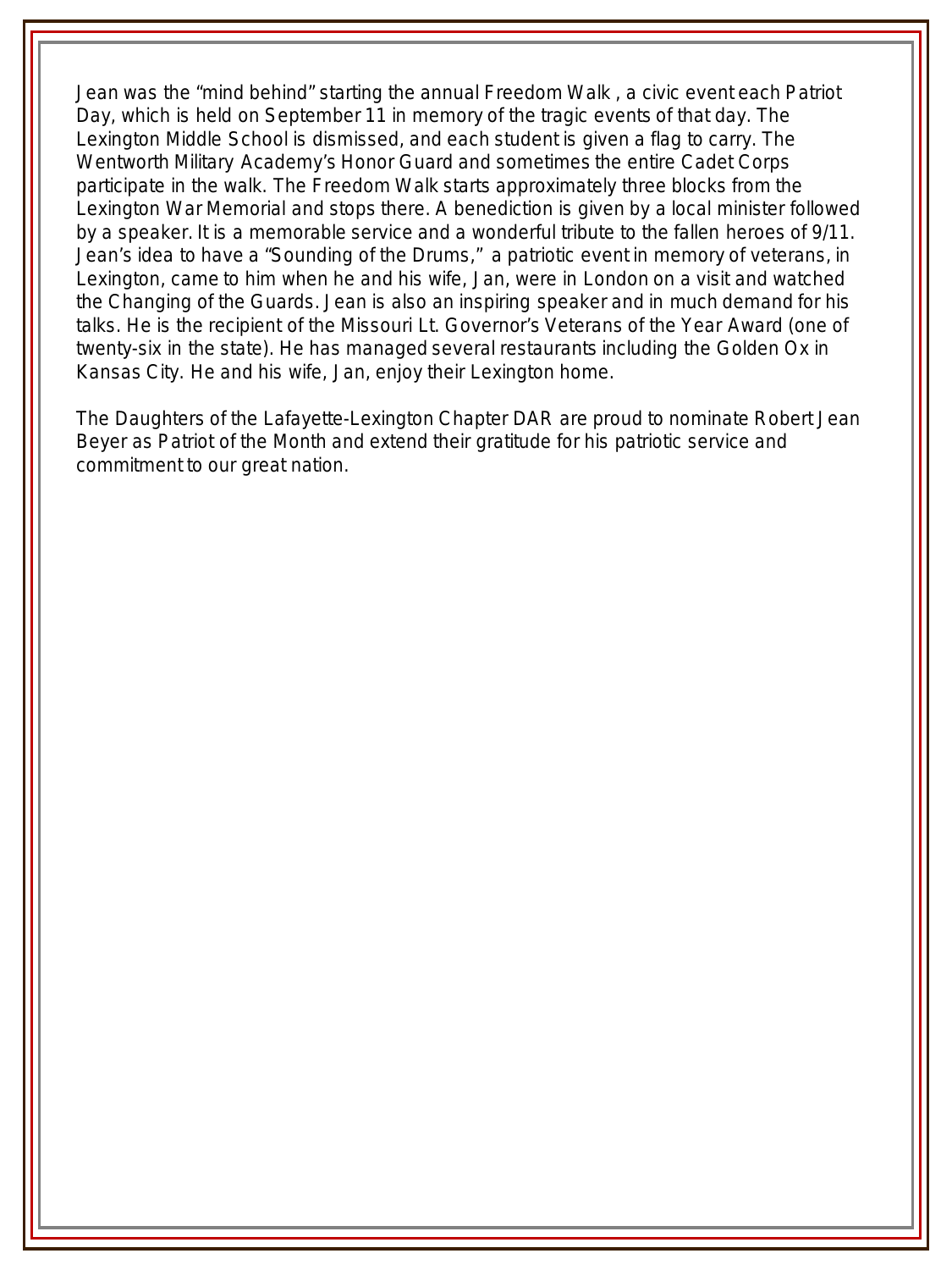Jean was the "mind behind" starting the annual Freedom Walk , a civic event each Patriot Day, which is held on September 11 in memory of the tragic events of that day. The Lexington Middle School is dismissed, and each student is given a flag to carry. The Wentworth Military Academy's Honor Guard and sometimes the entire Cadet Corps participate in the walk. The Freedom Walk starts approximately three blocks from the Lexington War Memorial and stops there. A benediction is given by a local minister followed by a speaker. It is a memorable service and a wonderful tribute to the fallen heroes of 9/11. Jean's idea to have a "Sounding of the Drums," a patriotic event in memory of veterans, in Lexington, came to him when he and his wife, Jan, were in London on a visit and watched the Changing of the Guards. Jean is also an inspiring speaker and in much demand for his talks. He is the recipient of the Missouri Lt. Governor's Veterans of the Year Award (one of twenty-six in the state). He has managed several restaurants including the Golden Ox in Kansas City. He and his wife, Jan, enjoy their Lexington home.

The Daughters of the Lafayette-Lexington Chapter DAR are proud to nominate Robert Jean Beyer as Patriot of the Month and extend their gratitude for his patriotic service and commitment to our great nation.